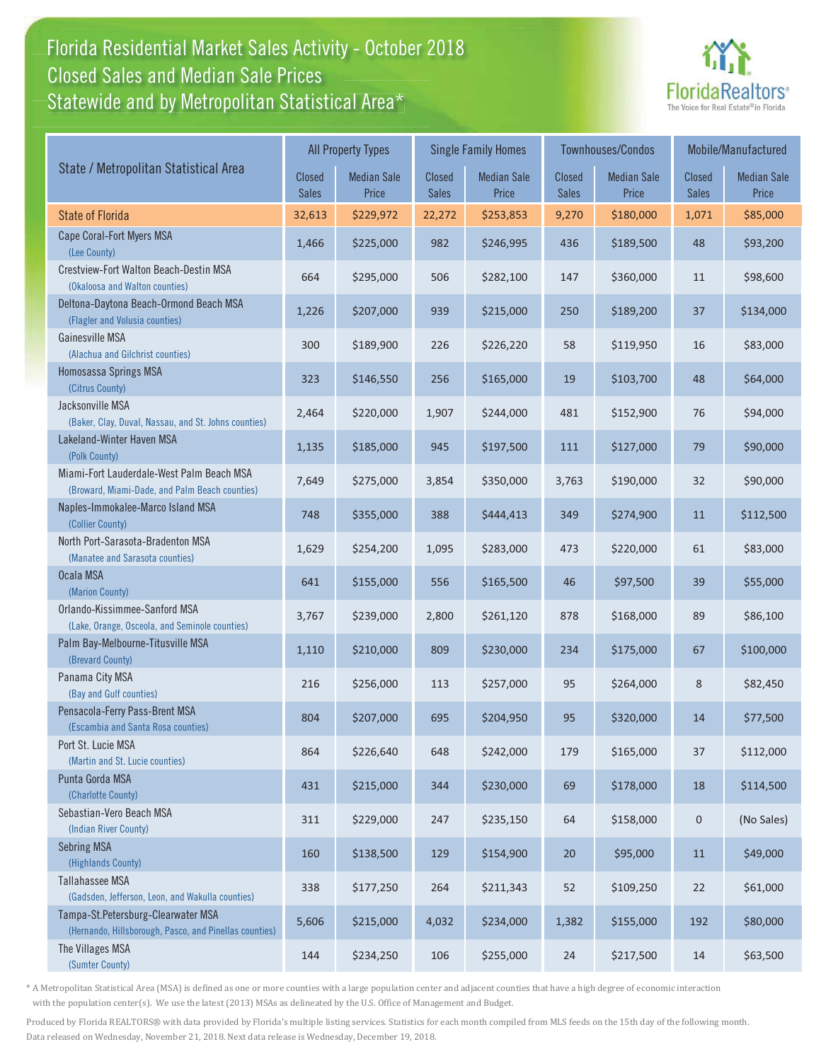# Florida Residential Market Sales Activity - October 2018

## Closed Sales and Median Sale Prices

## Statewide and by Metropolitan Statistical Area*

FloridaRealtors®
The Voice for Real Estate® in Florida

| State / Metropolitan Statistical Area | All Property Types | | Single Family Homes | | Townhouses/Condos | | Mobile/Manufactured | |
|---|---|---|---|---|---|---|---|---|
| | Closed Sales | Median Sale Price | Closed Sales | Median Sale Price | Closed Sales | Median Sale Price | Closed Sales | Median Sale Price |
| State of Florida | 32,613 | $229,972 | 22,272 | $253,853 | 9,270 | $180,000 | 1,071 | $85,000 |
| Cape Coral-Fort Myers MSA (Lee County) | 1,466 | $225,000 | 982 | $246,995 | 436 | $189,500 | 48 | $93,200 |
| Crestview-Fort Walton Beach-Destin MSA (Okaloosa and Walton counties) | 664 | $295,000 | 506 | $282,100 | 147 | $360,000 | 11 | $98,600 |
| Deltona-Daytona Beach-Ormond Beach MSA (Flagler and Volusia counties) | 1,226 | $207,000 | 939 | $215,000 | 250 | $189,200 | 37 | $134,000 |
| Gainesville MSA (Alachua and Gilchrist counties) | 300 | $189,900 | 226 | $226,220 | 58 | $119,950 | 16 | $83,000 |
| Homosassa Springs MSA (Citrus County) | 323 | $146,550 | 256 | $165,000 | 19 | $103,700 | 48 | $64,000 |
| Jacksonville MSA (Baker, Clay, Duval, Nassau, and St. Johns counties) | 2,464 | $220,000 | 1,907 | $244,000 | 481 | $152,900 | 76 | $94,000 |
| Lakeland-Winter Haven MSA (Polk County) | 1,135 | $185,000 | 945 | $197,500 | 111 | $127,000 | 79 | $90,000 |
| Miami-Fort Lauderdale-West Palm Beach MSA (Broward, Miami-Dade, and Palm Beach counties) | 7,649 | $275,000 | 3,854 | $350,000 | 3,763 | $190,000 | 32 | $90,000 |
| Naples-Immokalee-Marco Island MSA (Collier County) | 748 | $355,000 | 388 | $444,413 | 349 | $274,900 | 11 | $112,500 |
| North Port-Sarasota-Bradenton MSA (Manatee and Sarasota counties) | 1,629 | $254,200 | 1,095 | $283,000 | 473 | $220,000 | 61 | $83,000 |
| Ocala MSA (Marion County) | 641 | $155,000 | 556 | $165,500 | 46 | $97,500 | 39 | $55,000 |
| Orlando-Kissimmee-Sanford MSA (Lake, Orange, Osceola, and Seminole counties) | 3,767 | $239,000 | 2,800 | $261,120 | 878 | $168,000 | 89 | $86,100 |
| Palm Bay-Melbourne-Titusville MSA (Brevard County) | 1,110 | $210,000 | 809 | $230,000 | 234 | $175,000 | 67 | $100,000 |
| Panama City MSA (Bay and Gulf counties) | 216 | $256,000 | 113 | $257,000 | 95 | $264,000 | 8 | $82,450 |
| Pensacola-Ferry Pass-Brent MSA (Escambia and Santa Rosa counties) | 804 | $207,000 | 695 | $204,950 | 95 | $320,000 | 14 | $77,500 |
| Port St. Lucie MSA (Martin and St. Lucie counties) | 864 | $226,640 | 648 | $242,000 | 179 | $165,000 | 37 | $112,000 |
| Punta Gorda MSA (Charlotte County) | 431 | $215,000 | 344 | $230,000 | 69 | $178,000 | 18 | $114,500 |
| Sebastian-Vero Beach MSA (Indian River County) | 311 | $229,000 | 247 | $235,150 | 64 | $158,000 | 0 | (No Sales) |
| Sebring MSA (Highlands County) | 160 | $138,500 | 129 | $154,900 | 20 | $95,000 | 11 | $49,000 |
| Tallahassee MSA (Gadsden, Jefferson, Leon, and Wakulla counties) | 338 | $177,250 | 264 | $211,343 | 52 | $109,250 | 22 | $61,000 |
| Tampa-St.Petersburg-Clearwater MSA (Hernando, Hillsborough, Pasco, and Pinellas counties) | 5,606 | $215,000 | 4,032 | $234,000 | 1,382 | $155,000 | 192 | $80,000 |
| The Villages MSA (Sumter County) | 144 | $234,250 | 106 | $255,000 | 24 | $217,500 | 14 | $63,500 |

\* A Metropolitan Statistical Area (MSA) is defined as one or more counties with a large population center and adjacent counties that have a high degree of economic interaction with the population center(s). We use the latest (2013) MSAs as delineated by the U.S. Office of Management and Budget.

Produced by Florida REALTORS® with data provided by Florida's multiple listing services. Statistics for each month compiled from MLS feeds on the 15th day of the following month. Data released on Wednesday, November 21, 2018. Next data release is Wednesday, December 19, 2018.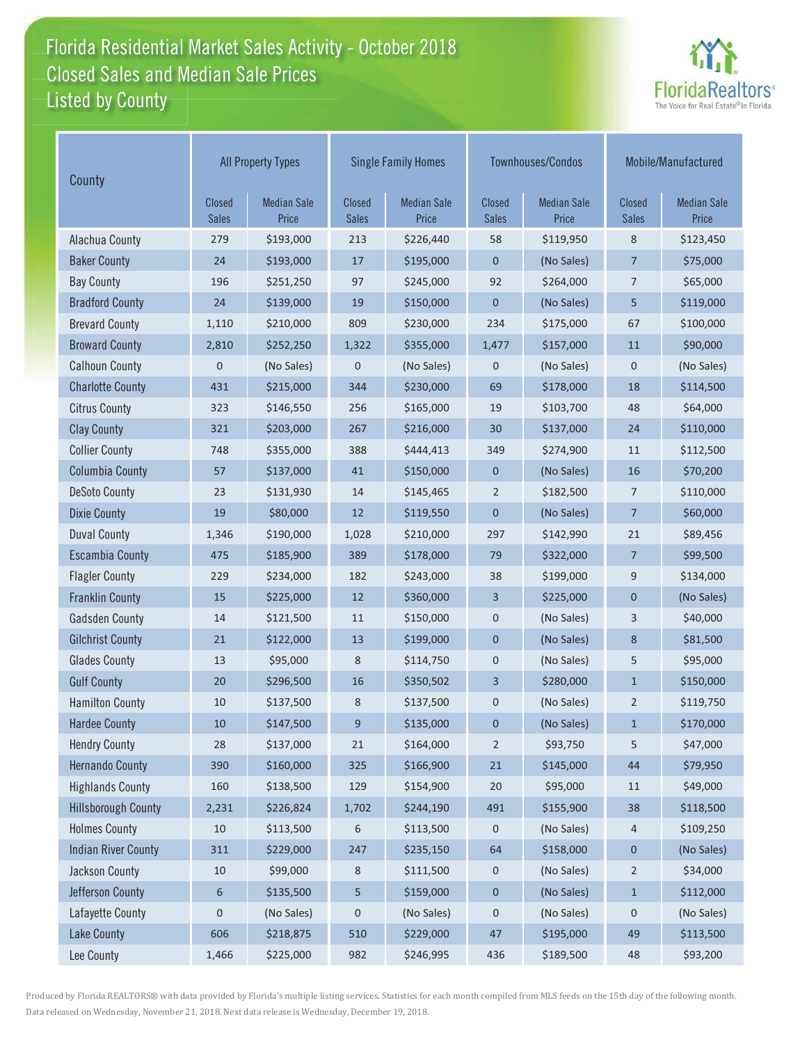# Florida Residential Market Sales Activity - October 2018
## Closed Sales and Median Sale Prices
## Listed by County

| County | All Property Types | | Single Family Homes | | Townhouses/Condos | | Mobile/Manufactured | |
|---|---|---|---|---|---|---|---|---|
| | Closed Sales | Median Sale Price | Closed Sales | Median Sale Price | Closed Sales | Median Sale Price | Closed Sales | Median Sale Price |
| Alachua County | 279 | $193,000 | 213 | $226,440 | 58 | $119,950 | 8 | $123,450 |
| Baker County | 24 | $193,000 | 17 | $195,000 | 0 | (No Sales) | 7 | $75,000 |
| Bay County | 196 | $251,250 | 97 | $245,000 | 92 | $264,000 | 7 | $65,000 |
| Bradford County | 24 | $139,000 | 19 | $150,000 | 0 | (No Sales) | 5 | $119,000 |
| Brevard County | 1,110 | $210,000 | 809 | $230,000 | 234 | $175,000 | 67 | $100,000 |
| Broward County | 2,810 | $252,250 | 1,322 | $355,000 | 1,477 | $157,000 | 11 | $90,000 |
| Calhoun County | 0 | (No Sales) | 0 | (No Sales) | 0 | (No Sales) | 0 | (No Sales) |
| Charlotte County | 431 | $215,000 | 344 | $230,000 | 69 | $178,000 | 18 | $114,500 |
| Citrus County | 323 | $146,550 | 256 | $165,000 | 19 | $103,700 | 48 | $64,000 |
| Clay County | 321 | $203,000 | 267 | $216,000 | 30 | $137,000 | 24 | $110,000 |
| Collier County | 748 | $355,000 | 388 | $444,413 | 349 | $274,900 | 11 | $112,500 |
| Columbia County | 57 | $137,000 | 41 | $150,000 | 0 | (No Sales) | 16 | $70,200 |
| DeSoto County | 23 | $131,930 | 14 | $145,465 | 2 | $182,500 | 7 | $110,000 |
| Dixie County | 19 | $80,000 | 12 | $119,550 | 0 | (No Sales) | 7 | $60,000 |
| Duval County | 1,346 | $190,000 | 1,028 | $210,000 | 297 | $142,990 | 21 | $89,456 |
| Escambia County | 475 | $185,900 | 389 | $178,000 | 79 | $322,000 | 7 | $99,500 |
| Flagler County | 229 | $234,000 | 182 | $243,000 | 38 | $199,000 | 9 | $134,000 |
| Franklin County | 15 | $225,000 | 12 | $360,000 | 3 | $225,000 | 0 | (No Sales) |
| Gadsden County | 14 | $121,500 | 11 | $150,000 | 0 | (No Sales) | 3 | $40,000 |
| Gilchrist County | 21 | $122,000 | 13 | $199,000 | 0 | (No Sales) | 8 | $81,500 |
| Glades County | 13 | $95,000 | 8 | $114,750 | 0 | (No Sales) | 5 | $95,000 |
| Gulf County | 20 | $296,500 | 16 | $350,502 | 3 | $280,000 | 1 | $150,000 |
| Hamilton County | 10 | $137,500 | 8 | $137,500 | 0 | (No Sales) | 2 | $119,750 |
| Hardee County | 10 | $147,500 | 9 | $135,000 | 0 | (No Sales) | 1 | $170,000 |
| Hendry County | 28 | $137,000 | 21 | $164,000 | 2 | $93,750 | 5 | $47,000 |
| Hernando County | 390 | $160,000 | 325 | $166,900 | 21 | $145,000 | 44 | $79,950 |
| Highlands County | 160 | $138,500 | 129 | $154,900 | 20 | $95,000 | 11 | $49,000 |
| Hillsborough County | 2,231 | $226,824 | 1,702 | $244,190 | 491 | $155,900 | 38 | $118,500 |
| Holmes County | 10 | $113,500 | 6 | $113,500 | 0 | (No Sales) | 4 | $109,250 |
| Indian River County | 311 | $229,000 | 247 | $235,150 | 64 | $158,000 | 0 | (No Sales) |
| Jackson County | 10 | $99,000 | 8 | $111,500 | 0 | (No Sales) | 2 | $34,000 |
| Jefferson County | 6 | $135,500 | 5 | $159,000 | 0 | (No Sales) | 1 | $112,000 |
| Lafayette County | 0 | (No Sales) | 0 | (No Sales) | 0 | (No Sales) | 0 | (No Sales) |
| Lake County | 606 | $218,875 | 510 | $229,000 | 47 | $195,000 | 49 | $113,500 |
| Lee County | 1,466 | $225,000 | 982 | $246,995 | 436 | $189,500 | 48 | $93,200 |

Produced by Florida REALTORS® with data provided by Florida's multiple listing services. Statistics for each month compiled from MLS feeds on the 15th day of the following month. Data released on Wednesday, November 21, 2018. Next data release is Wednesday, December 19, 2018.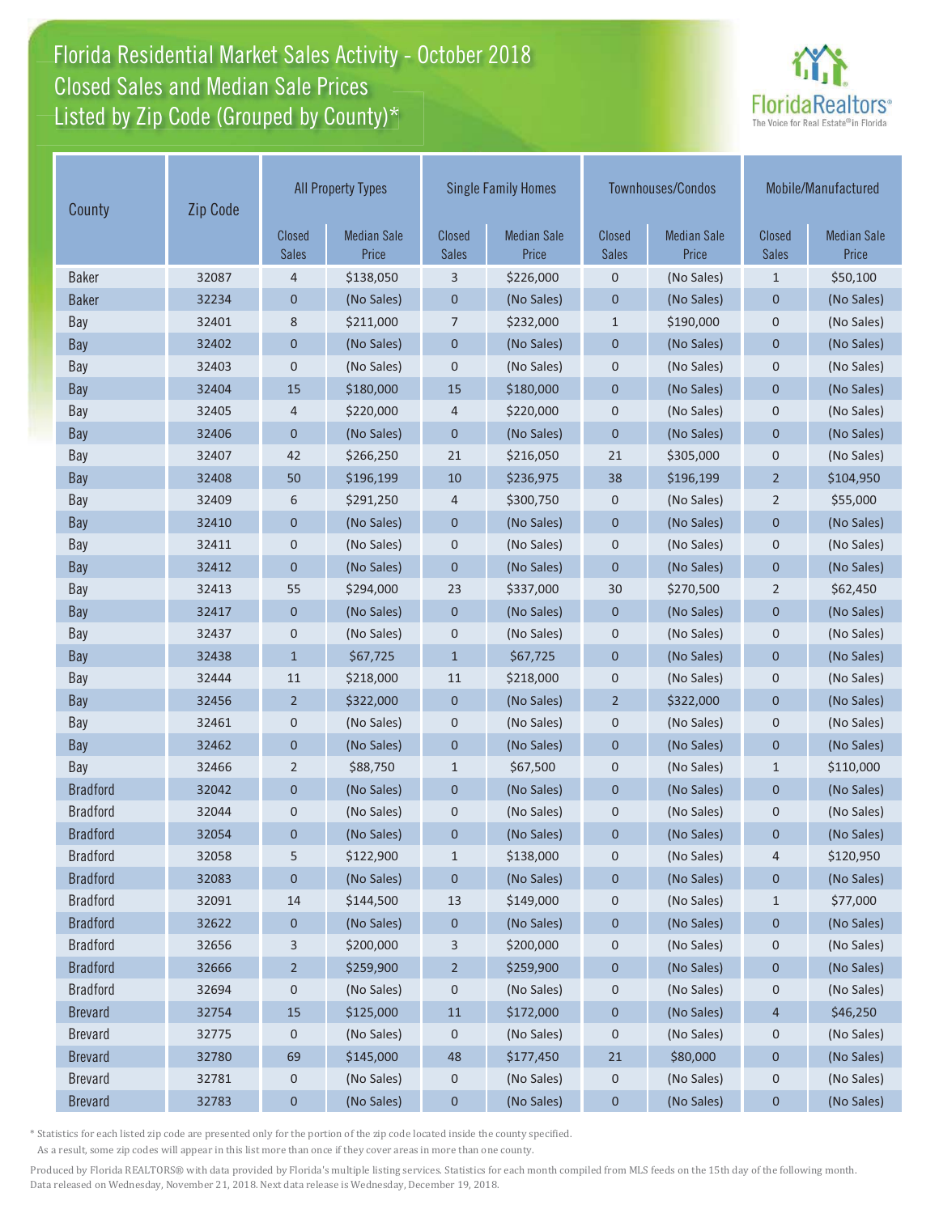# Florida Residential Market Sales Activity - October 2018
## Closed Sales and Median Sale Prices
## Listed by Zip Code (Grouped by County)*

| County | Zip Code | All Property Types | | Single Family Homes | | Townhouses/Condos | | Mobile/Manufactured | |
|---|---|---|---|---|---|---|---|---|---|
| | | Closed Sales | Median Sale Price | Closed Sales | Median Sale Price | Closed Sales | Median Sale Price | Closed Sales | Median Sale Price |
| Baker | 32087 | 4 | $138,050 | 3 | $226,000 | 0 | (No Sales) | 1 | $50,100 |
| Baker | 32234 | 0 | (No Sales) | 0 | (No Sales) | 0 | (No Sales) | 0 | (No Sales) |
| Bay | 32401 | 8 | $211,000 | 7 | $232,000 | 1 | $190,000 | 0 | (No Sales) |
| Bay | 32402 | 0 | (No Sales) | 0 | (No Sales) | 0 | (No Sales) | 0 | (No Sales) |
| Bay | 32403 | 0 | (No Sales) | 0 | (No Sales) | 0 | (No Sales) | 0 | (No Sales) |
| Bay | 32404 | 15 | $180,000 | 15 | $180,000 | 0 | (No Sales) | 0 | (No Sales) |
| Bay | 32405 | 4 | $220,000 | 4 | $220,000 | 0 | (No Sales) | 0 | (No Sales) |
| Bay | 32406 | 0 | (No Sales) | 0 | (No Sales) | 0 | (No Sales) | 0 | (No Sales) |
| Bay | 32407 | 42 | $266,250 | 21 | $216,050 | 21 | $305,000 | 0 | (No Sales) |
| Bay | 32408 | 50 | $196,199 | 10 | $236,975 | 38 | $196,199 | 2 | $104,950 |
| Bay | 32409 | 6 | $291,250 | 4 | $300,750 | 0 | (No Sales) | 2 | $55,000 |
| Bay | 32410 | 0 | (No Sales) | 0 | (No Sales) | 0 | (No Sales) | 0 | (No Sales) |
| Bay | 32411 | 0 | (No Sales) | 0 | (No Sales) | 0 | (No Sales) | 0 | (No Sales) |
| Bay | 32412 | 0 | (No Sales) | 0 | (No Sales) | 0 | (No Sales) | 0 | (No Sales) |
| Bay | 32413 | 55 | $294,000 | 23 | $337,000 | 30 | $270,500 | 2 | $62,450 |
| Bay | 32417 | 0 | (No Sales) | 0 | (No Sales) | 0 | (No Sales) | 0 | (No Sales) |
| Bay | 32437 | 0 | (No Sales) | 0 | (No Sales) | 0 | (No Sales) | 0 | (No Sales) |
| Bay | 32438 | 1 | $67,725 | 1 | $67,725 | 0 | (No Sales) | 0 | (No Sales) |
| Bay | 32444 | 11 | $218,000 | 11 | $218,000 | 0 | (No Sales) | 0 | (No Sales) |
| Bay | 32456 | 2 | $322,000 | 0 | (No Sales) | 2 | $322,000 | 0 | (No Sales) |
| Bay | 32461 | 0 | (No Sales) | 0 | (No Sales) | 0 | (No Sales) | 0 | (No Sales) |
| Bay | 32462 | 0 | (No Sales) | 0 | (No Sales) | 0 | (No Sales) | 0 | (No Sales) |
| Bay | 32466 | 2 | $88,750 | 1 | $67,500 | 0 | (No Sales) | 1 | $110,000 |
| Bradford | 32042 | 0 | (No Sales) | 0 | (No Sales) | 0 | (No Sales) | 0 | (No Sales) |
| Bradford | 32044 | 0 | (No Sales) | 0 | (No Sales) | 0 | (No Sales) | 0 | (No Sales) |
| Bradford | 32054 | 0 | (No Sales) | 0 | (No Sales) | 0 | (No Sales) | 0 | (No Sales) |
| Bradford | 32058 | 5 | $122,900 | 1 | $138,000 | 0 | (No Sales) | 4 | $120,950 |
| Bradford | 32083 | 0 | (No Sales) | 0 | (No Sales) | 0 | (No Sales) | 0 | (No Sales) |
| Bradford | 32091 | 14 | $144,500 | 13 | $149,000 | 0 | (No Sales) | 1 | $77,000 |
| Bradford | 32622 | 0 | (No Sales) | 0 | (No Sales) | 0 | (No Sales) | 0 | (No Sales) |
| Bradford | 32656 | 3 | $200,000 | 3 | $200,000 | 0 | (No Sales) | 0 | (No Sales) |
| Bradford | 32666 | 2 | $259,900 | 2 | $259,900 | 0 | (No Sales) | 0 | (No Sales) |
| Bradford | 32694 | 0 | (No Sales) | 0 | (No Sales) | 0 | (No Sales) | 0 | (No Sales) |
| Brevard | 32754 | 15 | $125,000 | 11 | $172,000 | 0 | (No Sales) | 4 | $46,250 |
| Brevard | 32775 | 0 | (No Sales) | 0 | (No Sales) | 0 | (No Sales) | 0 | (No Sales) |
| Brevard | 32780 | 69 | $145,000 | 48 | $177,450 | 21 | $80,000 | 0 | (No Sales) |
| Brevard | 32781 | 0 | (No Sales) | 0 | (No Sales) | 0 | (No Sales) | 0 | (No Sales) |
| Brevard | 32783 | 0 | (No Sales) | 0 | (No Sales) | 0 | (No Sales) | 0 | (No Sales) |

* Statistics for each listed zip code are presented only for the portion of the zip code located inside the county specified. As a result, some zip codes will appear in this list more than once if they cover areas in more than one county.

Produced by Florida REALTORS® with data provided by Florida's multiple listing services. Statistics for each month compiled from MLS feeds on the 15th day of the following month. Data released on Wednesday, November 21, 2018. Next data release is Wednesday, December 19, 2018.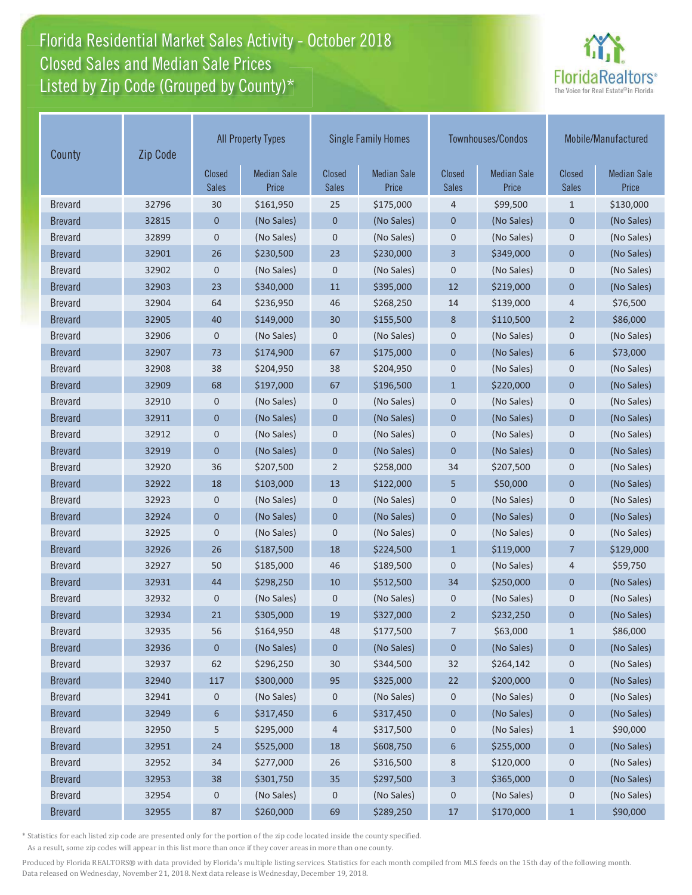# Florida Residential Market Sales Activity - October 2018
## Closed Sales and Median Sale Prices
## Listed by Zip Code (Grouped by County)*

| County | Zip Code | All Property Types | | Single Family Homes | | Townhouses/Condos | | Mobile/Manufactured | |
|---|---|---|---|---|---|---|---|---|---|
| | | Closed Sales | Median Sale Price | Closed Sales | Median Sale Price | Closed Sales | Median Sale Price | Closed Sales | Median Sale Price |
| Brevard | 32796 | 30 | $161,950 | 25 | $175,000 | 4 | $99,500 | 1 | $130,000 |
| Brevard | 32815 | 0 | (No Sales) | 0 | (No Sales) | 0 | (No Sales) | 0 | (No Sales) |
| Brevard | 32899 | 0 | (No Sales) | 0 | (No Sales) | 0 | (No Sales) | 0 | (No Sales) |
| Brevard | 32901 | 26 | $230,500 | 23 | $230,000 | 3 | $349,000 | 0 | (No Sales) |
| Brevard | 32902 | 0 | (No Sales) | 0 | (No Sales) | 0 | (No Sales) | 0 | (No Sales) |
| Brevard | 32903 | 23 | $340,000 | 11 | $395,000 | 12 | $219,000 | 0 | (No Sales) |
| Brevard | 32904 | 64 | $236,950 | 46 | $268,250 | 14 | $139,000 | 4 | $76,500 |
| Brevard | 32905 | 40 | $149,000 | 30 | $155,500 | 8 | $110,500 | 2 | $86,000 |
| Brevard | 32906 | 0 | (No Sales) | 0 | (No Sales) | 0 | (No Sales) | 0 | (No Sales) |
| Brevard | 32907 | 73 | $174,900 | 67 | $175,000 | 0 | (No Sales) | 6 | $73,000 |
| Brevard | 32908 | 38 | $204,950 | 38 | $204,950 | 0 | (No Sales) | 0 | (No Sales) |
| Brevard | 32909 | 68 | $197,000 | 67 | $196,500 | 1 | $220,000 | 0 | (No Sales) |
| Brevard | 32910 | 0 | (No Sales) | 0 | (No Sales) | 0 | (No Sales) | 0 | (No Sales) |
| Brevard | 32911 | 0 | (No Sales) | 0 | (No Sales) | 0 | (No Sales) | 0 | (No Sales) |
| Brevard | 32912 | 0 | (No Sales) | 0 | (No Sales) | 0 | (No Sales) | 0 | (No Sales) |
| Brevard | 32919 | 0 | (No Sales) | 0 | (No Sales) | 0 | (No Sales) | 0 | (No Sales) |
| Brevard | 32920 | 36 | $207,500 | 2 | $258,000 | 34 | $207,500 | 0 | (No Sales) |
| Brevard | 32922 | 18 | $103,000 | 13 | $122,000 | 5 | $50,000 | 0 | (No Sales) |
| Brevard | 32923 | 0 | (No Sales) | 0 | (No Sales) | 0 | (No Sales) | 0 | (No Sales) |
| Brevard | 32924 | 0 | (No Sales) | 0 | (No Sales) | 0 | (No Sales) | 0 | (No Sales) |
| Brevard | 32925 | 0 | (No Sales) | 0 | (No Sales) | 0 | (No Sales) | 0 | (No Sales) |
| Brevard | 32926 | 26 | $187,500 | 18 | $224,500 | 1 | $119,000 | 7 | $129,000 |
| Brevard | 32927 | 50 | $185,000 | 46 | $189,500 | 0 | (No Sales) | 4 | $59,750 |
| Brevard | 32931 | 44 | $298,250 | 10 | $512,500 | 34 | $250,000 | 0 | (No Sales) |
| Brevard | 32932 | 0 | (No Sales) | 0 | (No Sales) | 0 | (No Sales) | 0 | (No Sales) |
| Brevard | 32934 | 21 | $305,000 | 19 | $327,000 | 2 | $232,250 | 0 | (No Sales) |
| Brevard | 32935 | 56 | $164,950 | 48 | $177,500 | 7 | $63,000 | 1 | $86,000 |
| Brevard | 32936 | 0 | (No Sales) | 0 | (No Sales) | 0 | (No Sales) | 0 | (No Sales) |
| Brevard | 32937 | 62 | $296,250 | 30 | $344,500 | 32 | $264,142 | 0 | (No Sales) |
| Brevard | 32940 | 117 | $300,000 | 95 | $325,000 | 22 | $200,000 | 0 | (No Sales) |
| Brevard | 32941 | 0 | (No Sales) | 0 | (No Sales) | 0 | (No Sales) | 0 | (No Sales) |
| Brevard | 32949 | 6 | $317,450 | 6 | $317,450 | 0 | (No Sales) | 0 | (No Sales) |
| Brevard | 32950 | 5 | $295,000 | 4 | $317,500 | 0 | (No Sales) | 1 | $90,000 |
| Brevard | 32951 | 24 | $525,000 | 18 | $608,750 | 6 | $255,000 | 0 | (No Sales) |
| Brevard | 32952 | 34 | $277,000 | 26 | $316,500 | 8 | $120,000 | 0 | (No Sales) |
| Brevard | 32953 | 38 | $301,750 | 35 | $297,500 | 3 | $365,000 | 0 | (No Sales) |
| Brevard | 32954 | 0 | (No Sales) | 0 | (No Sales) | 0 | (No Sales) | 0 | (No Sales) |
| Brevard | 32955 | 87 | $260,000 | 69 | $289,250 | 17 | $170,000 | 1 | $90,000 |

\* Statistics for each listed zip code are presented only for the portion of the zip code located inside the county specified. As a result, some zip codes will appear in this list more than once if they cover areas in more than one county.

Produced by Florida REALTORS® with data provided by Florida's multiple listing services. Statistics for each month compiled from MLS feeds on the 15th day of the following month. Data released on Wednesday, November 21, 2018. Next data release is Wednesday, December 19, 2018.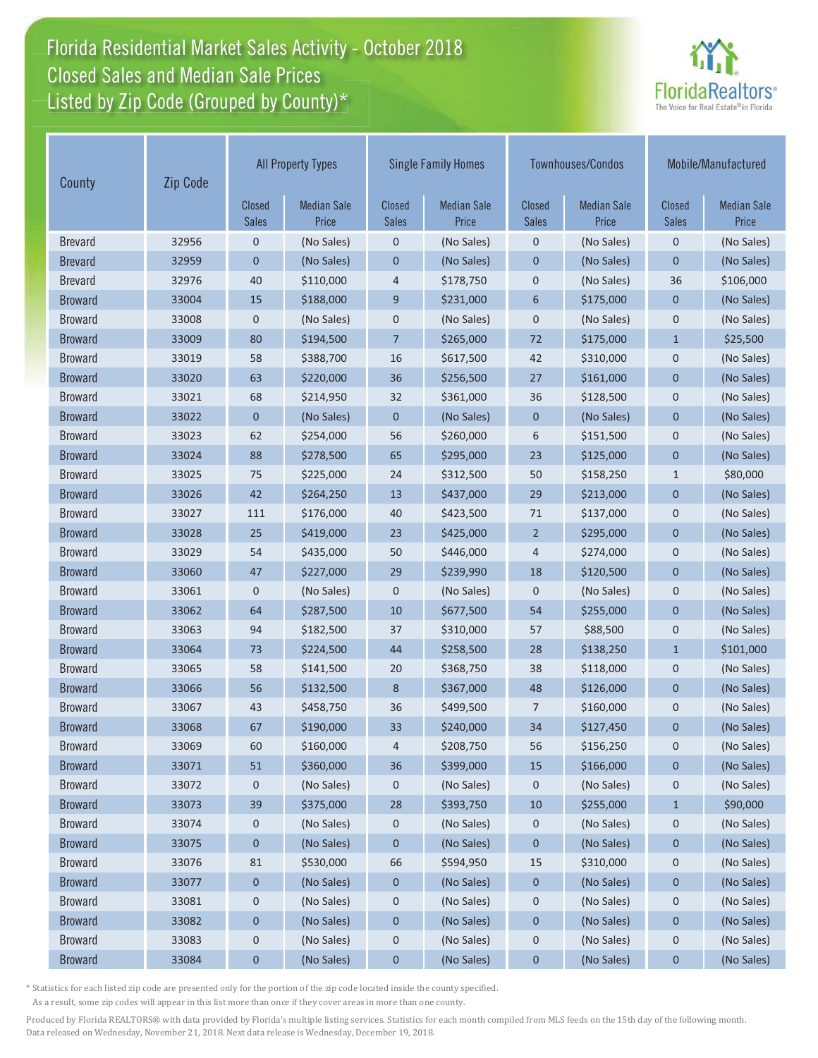# Florida Residential Market Sales Activity - October 2018
## Closed Sales and Median Sale Prices
## Listed by Zip Code (Grouped by County)*

FloridaRealtors® The Voice for Real Estate® in Florida

| County | Zip Code | All Property Types | | Single Family Homes | | Townhouses/Condos | | Mobile/Manufactured | |
|---|---|---|---|---|---|---|---|---|---|
| | | Closed Sales | Median Sale Price | Closed Sales | Median Sale Price | Closed Sales | Median Sale Price | Closed Sales | Median Sale Price |
| Brevard | 32956 | 0 | (No Sales) | 0 | (No Sales) | 0 | (No Sales) | 0 | (No Sales) |
| Brevard | 32959 | 0 | (No Sales) | 0 | (No Sales) | 0 | (No Sales) | 0 | (No Sales) |
| Brevard | 32976 | 40 | $110,000 | 4 | $178,750 | 0 | (No Sales) | 36 | $106,000 |
| Broward | 33004 | 15 | $188,000 | 9 | $231,000 | 6 | $175,000 | 0 | (No Sales) |
| Broward | 33008 | 0 | (No Sales) | 0 | (No Sales) | 0 | (No Sales) | 0 | (No Sales) |
| Broward | 33009 | 80 | $194,500 | 7 | $265,000 | 72 | $175,000 | 1 | $25,500 |
| Broward | 33019 | 58 | $388,700 | 16 | $617,500 | 42 | $310,000 | 0 | (No Sales) |
| Broward | 33020 | 63 | $220,000 | 36 | $256,500 | 27 | $161,000 | 0 | (No Sales) |
| Broward | 33021 | 68 | $214,950 | 32 | $361,000 | 36 | $128,500 | 0 | (No Sales) |
| Broward | 33022 | 0 | (No Sales) | 0 | (No Sales) | 0 | (No Sales) | 0 | (No Sales) |
| Broward | 33023 | 62 | $254,000 | 56 | $260,000 | 6 | $151,500 | 0 | (No Sales) |
| Broward | 33024 | 88 | $278,500 | 65 | $295,000 | 23 | $125,000 | 0 | (No Sales) |
| Broward | 33025 | 75 | $225,000 | 24 | $312,500 | 50 | $158,250 | 1 | $80,000 |
| Broward | 33026 | 42 | $264,250 | 13 | $437,000 | 29 | $213,000 | 0 | (No Sales) |
| Broward | 33027 | 111 | $176,000 | 40 | $423,500 | 71 | $137,000 | 0 | (No Sales) |
| Broward | 33028 | 25 | $419,000 | 23 | $425,000 | 2 | $295,000 | 0 | (No Sales) |
| Broward | 33029 | 54 | $435,000 | 50 | $446,000 | 4 | $274,000 | 0 | (No Sales) |
| Broward | 33060 | 47 | $227,000 | 29 | $239,990 | 18 | $120,500 | 0 | (No Sales) |
| Broward | 33061 | 0 | (No Sales) | 0 | (No Sales) | 0 | (No Sales) | 0 | (No Sales) |
| Broward | 33062 | 64 | $287,500 | 10 | $677,500 | 54 | $255,000 | 0 | (No Sales) |
| Broward | 33063 | 94 | $182,500 | 37 | $310,000 | 57 | $88,500 | 0 | (No Sales) |
| Broward | 33064 | 73 | $224,500 | 44 | $258,500 | 28 | $138,250 | 1 | $101,000 |
| Broward | 33065 | 58 | $141,500 | 20 | $368,750 | 38 | $118,000 | 0 | (No Sales) |
| Broward | 33066 | 56 | $132,500 | 8 | $367,000 | 48 | $126,000 | 0 | (No Sales) |
| Broward | 33067 | 43 | $458,750 | 36 | $499,500 | 7 | $160,000 | 0 | (No Sales) |
| Broward | 33068 | 67 | $190,000 | 33 | $240,000 | 34 | $127,450 | 0 | (No Sales) |
| Broward | 33069 | 60 | $160,000 | 4 | $208,750 | 56 | $156,250 | 0 | (No Sales) |
| Broward | 33071 | 51 | $360,000 | 36 | $399,000 | 15 | $166,000 | 0 | (No Sales) |
| Broward | 33072 | 0 | (No Sales) | 0 | (No Sales) | 0 | (No Sales) | 0 | (No Sales) |
| Broward | 33073 | 39 | $375,000 | 28 | $393,750 | 10 | $255,000 | 1 | $90,000 |
| Broward | 33074 | 0 | (No Sales) | 0 | (No Sales) | 0 | (No Sales) | 0 | (No Sales) |
| Broward | 33075 | 0 | (No Sales) | 0 | (No Sales) | 0 | (No Sales) | 0 | (No Sales) |
| Broward | 33076 | 81 | $530,000 | 66 | $594,950 | 15 | $310,000 | 0 | (No Sales) |
| Broward | 33077 | 0 | (No Sales) | 0 | (No Sales) | 0 | (No Sales) | 0 | (No Sales) |
| Broward | 33081 | 0 | (No Sales) | 0 | (No Sales) | 0 | (No Sales) | 0 | (No Sales) |
| Broward | 33082 | 0 | (No Sales) | 0 | (No Sales) | 0 | (No Sales) | 0 | (No Sales) |
| Broward | 33083 | 0 | (No Sales) | 0 | (No Sales) | 0 | (No Sales) | 0 | (No Sales) |
| Broward | 33084 | 0 | (No Sales) | 0 | (No Sales) | 0 | (No Sales) | 0 | (No Sales) |

* Statistics for each listed zip code are presented only for the portion of the zip code located inside the county specified. As a result, some zip codes will appear in this list more than once if they cover areas in more than one county.

Produced by Florida REALTORS® with data provided by Florida's multiple listing services. Statistics for each month compiled from MLS feeds on the 15th day of the following month. Data released on Wednesday, November 21, 2018. Next data release is Wednesday, December 19, 2018.